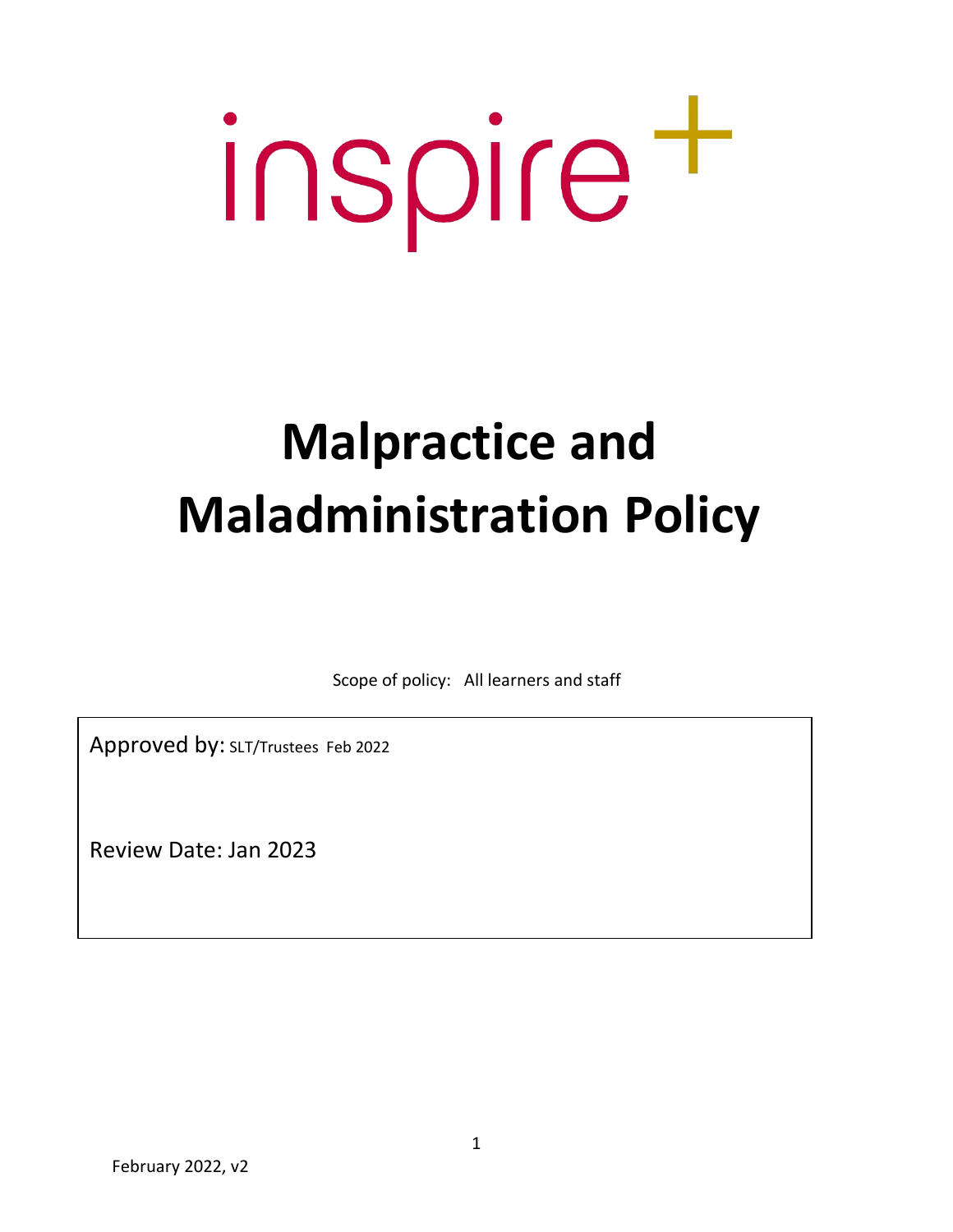inspire+

# Malpractice and Maladministration Policy

Scope of policy: All learners and staff

Approved by: SLT/Trustees Feb 2022

Review Date: Jan 2023

February 2022, v2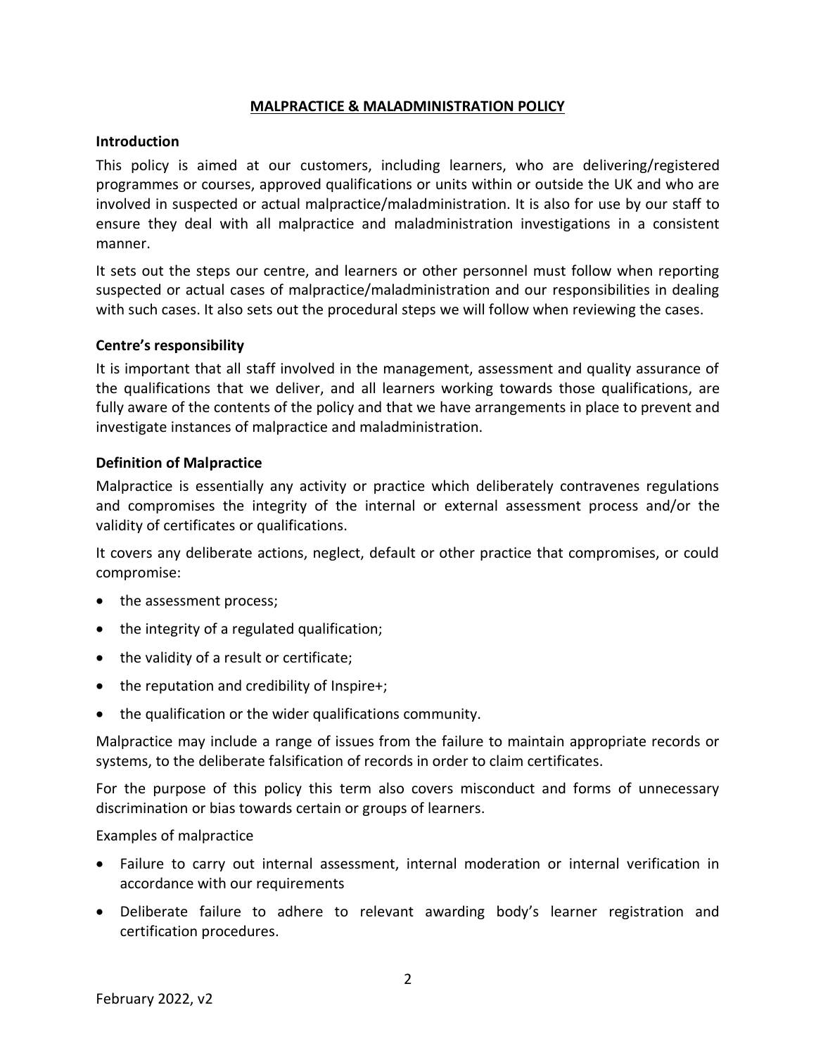## MALPRACTICE & MALADMINISTRATION POLICY

### Introduction

This policy is aimed at our customers, including learners, who are delivering/registered programmes or courses, approved qualifications or units within or outside the UK and who are involved in suspected or actual malpractice/maladministration. It is also for use by our staff to ensure they deal with all malpractice and maladministration investigations in a consistent manner.

It sets out the steps our centre, and learners or other personnel must follow when reporting suspected or actual cases of malpractice/maladministration and our responsibilities in dealing with such cases. It also sets out the procedural steps we will follow when reviewing the cases.

### Centre's responsibility

It is important that all staff involved in the management, assessment and quality assurance of the qualifications that we deliver, and all learners working towards those qualifications, are fully aware of the contents of the policy and that we have arrangements in place to prevent and investigate instances of malpractice and maladministration.

### Definition of Malpractice

Malpractice is essentially any activity or practice which deliberately contravenes regulations and compromises the integrity of the internal or external assessment process and/or the validity of certificates or qualifications.

It covers any deliberate actions, neglect, default or other practice that compromises, or could compromise:

- the assessment process;
- the integrity of a regulated qualification;
- the validity of a result or certificate;
- the reputation and credibility of Inspire+;
- the qualification or the wider qualifications community.

Malpractice may include a range of issues from the failure to maintain appropriate records or systems, to the deliberate falsification of records in order to claim certificates.

For the purpose of this policy this term also covers misconduct and forms of unnecessary discrimination or bias towards certain or groups of learners.

Examples of malpractice

- Failure to carry out internal assessment, internal moderation or internal verification in accordance with our requirements
- Deliberate failure to adhere to relevant awarding body's learner registration and certification procedures.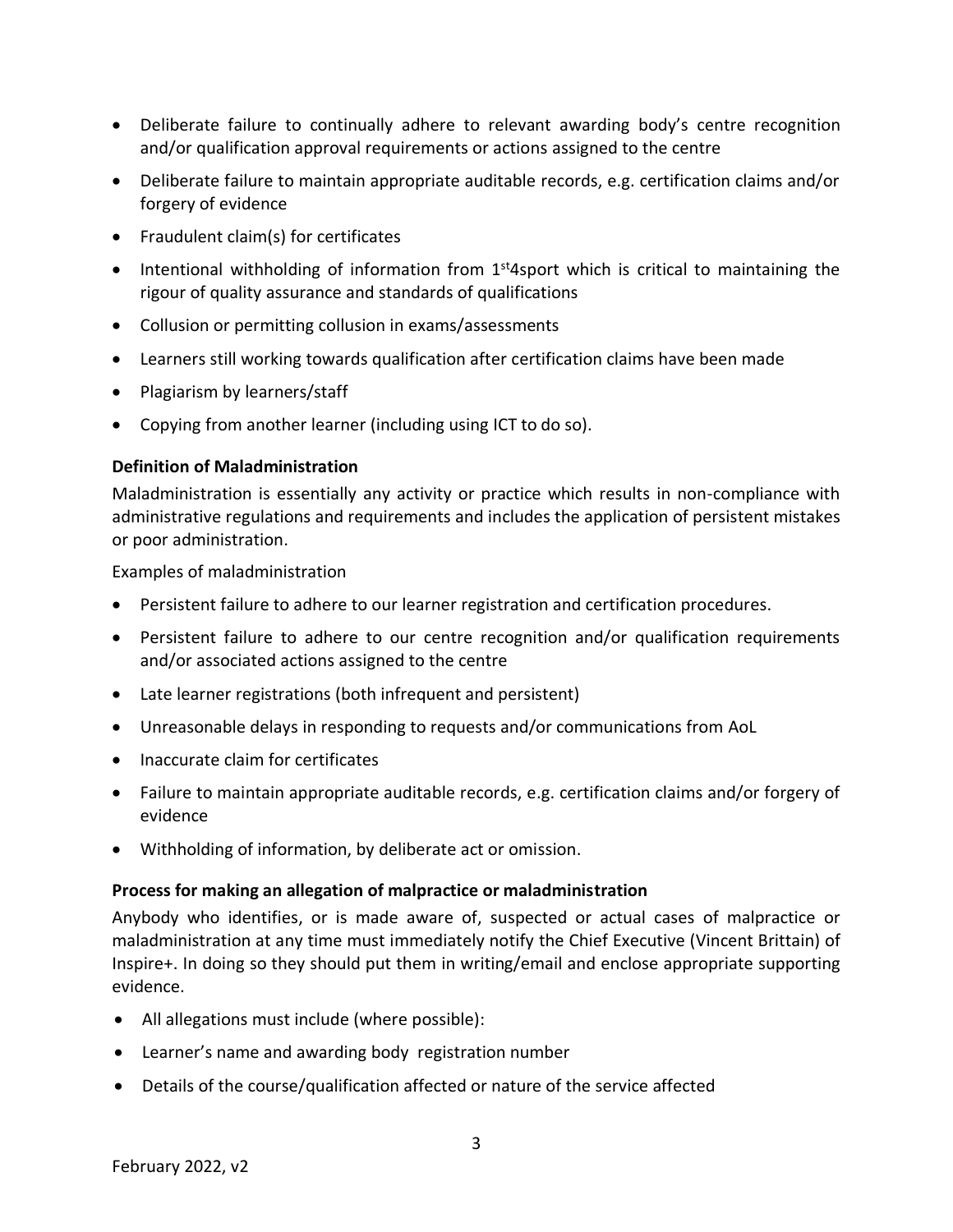- Deliberate failure to continually adhere to relevant awarding body's centre recognition and/or qualification approval requirements or actions assigned to the centre
- Deliberate failure to maintain appropriate auditable records, e.g. certification claims and/or forgery of evidence
- Fraudulent claim(s) for certificates
- Intentional withholding of information from 1st4sport which is critical to maintaining the rigour of quality assurance and standards of qualifications
- Collusion or permitting collusion in exams/assessments
- Learners still working towards qualification after certification claims have been made
- Plagiarism by learners/staff
- Copying from another learner (including using ICT to do so).

**Definition of Maladministration**

Maladministration is essentially any activity or practice which results in non-compliance with administrative regulations and requirements and includes the application of persistent mistakes or poor administration.

Examples of maladministration

- Persistent failure to adhere to our learner registration and certification procedures.
- Persistent failure to adhere to our centre recognition and/or qualification requirements and/or associated actions assigned to the centre
- Late learner registrations (both infrequent and persistent)
- Unreasonable delays in responding to requests and/or communications from AoL
- Inaccurate claim for certificates
- Failure to maintain appropriate auditable records, e.g. certification claims and/or forgery of evidence
- Withholding of information, by deliberate act or omission.

**Process for making an allegation of malpractice or maladministration**

Anybody who identifies, or is made aware of, suspected or actual cases of malpractice or maladministration at any time must immediately notify the Chief Executive (Vincent Brittain) of Inspire+. In doing so they should put them in writing/email and enclose appropriate supporting evidence.

- All allegations must include (where possible):
- Learner's name and awarding body registration number
- Details of the course/qualification affected or nature of the service affected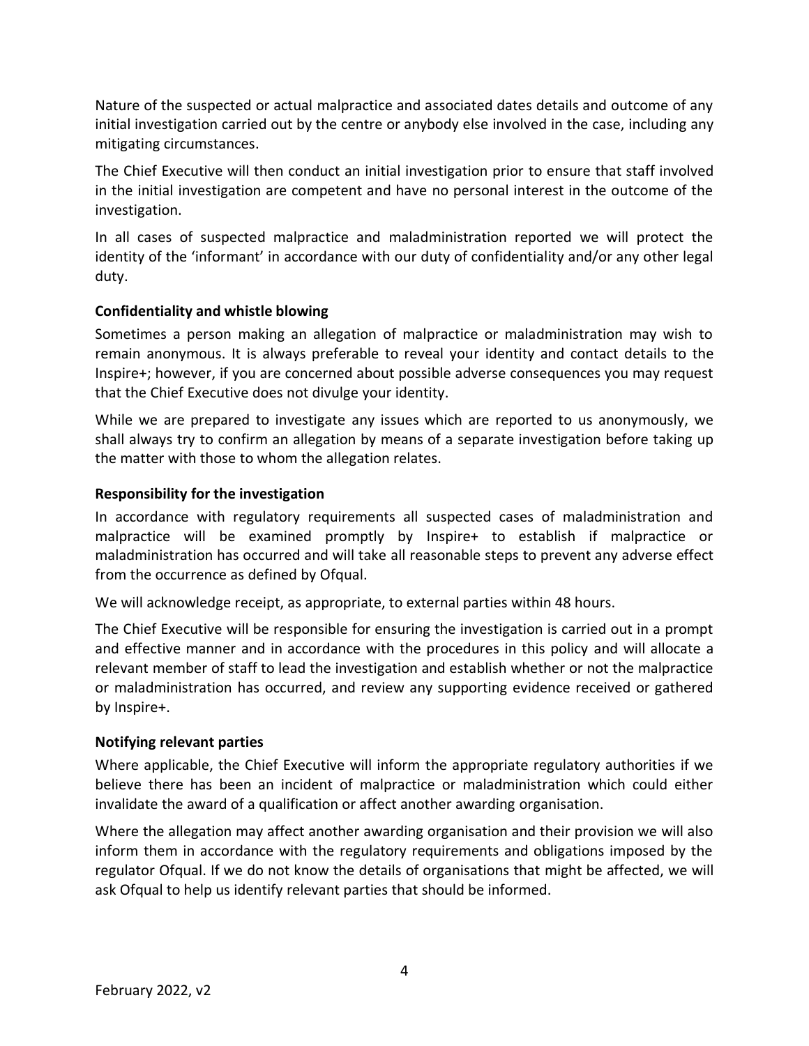Nature of the suspected or actual malpractice and associated dates details and outcome of any initial investigation carried out by the centre or anybody else involved in the case, including any mitigating circumstances.

The Chief Executive will then conduct an initial investigation prior to ensure that staff involved in the initial investigation are competent and have no personal interest in the outcome of the investigation.

In all cases of suspected malpractice and maladministration reported we will protect the identity of the 'informant' in accordance with our duty of confidentiality and/or any other legal duty.

### Confidentiality and whistle blowing

Sometimes a person making an allegation of malpractice or maladministration may wish to remain anonymous. It is always preferable to reveal your identity and contact details to the Inspire+; however, if you are concerned about possible adverse consequences you may request that the Chief Executive does not divulge your identity.

While we are prepared to investigate any issues which are reported to us anonymously, we shall always try to confirm an allegation by means of a separate investigation before taking up the matter with those to whom the allegation relates.

### Responsibility for the investigation

In accordance with regulatory requirements all suspected cases of maladministration and malpractice will be examined promptly by Inspire+ to establish if malpractice or maladministration has occurred and will take all reasonable steps to prevent any adverse effect from the occurrence as defined by Ofqual.

We will acknowledge receipt, as appropriate, to external parties within 48 hours.

The Chief Executive will be responsible for ensuring the investigation is carried out in a prompt and effective manner and in accordance with the procedures in this policy and will allocate a relevant member of staff to lead the investigation and establish whether or not the malpractice or maladministration has occurred, and review any supporting evidence received or gathered by Inspire+.

### Notifying relevant parties

Where applicable, the Chief Executive will inform the appropriate regulatory authorities if we believe there has been an incident of malpractice or maladministration which could either invalidate the award of a qualification or affect another awarding organisation.

Where the allegation may affect another awarding organisation and their provision we will also inform them in accordance with the regulatory requirements and obligations imposed by the regulator Ofqual. If we do not know the details of organisations that might be affected, we will ask Ofqual to help us identify relevant parties that should be informed.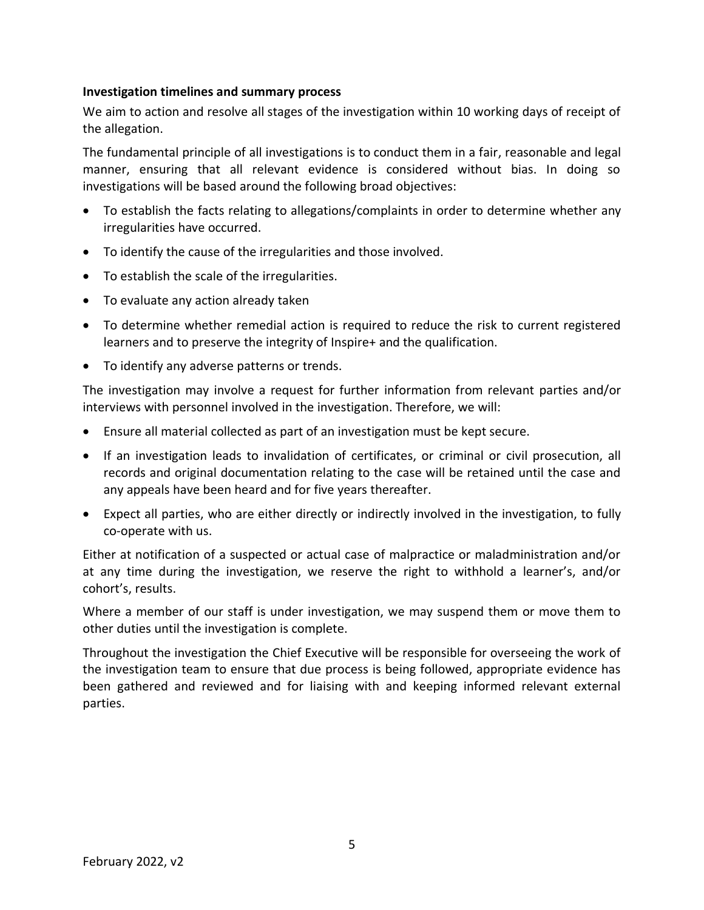**Investigation timelines and summary process**

We aim to action and resolve all stages of the investigation within 10 working days of receipt of the allegation.

The fundamental principle of all investigations is to conduct them in a fair, reasonable and legal manner, ensuring that all relevant evidence is considered without bias. In doing so investigations will be based around the following broad objectives:

- To establish the facts relating to allegations/complaints in order to determine whether any irregularities have occurred.
- To identify the cause of the irregularities and those involved.
- To establish the scale of the irregularities.
- To evaluate any action already taken
- To determine whether remedial action is required to reduce the risk to current registered learners and to preserve the integrity of Inspire+ and the qualification.
- To identify any adverse patterns or trends.

The investigation may involve a request for further information from relevant parties and/or interviews with personnel involved in the investigation. Therefore, we will:

- Ensure all material collected as part of an investigation must be kept secure.
- If an investigation leads to invalidation of certificates, or criminal or civil prosecution, all records and original documentation relating to the case will be retained until the case and any appeals have been heard and for five years thereafter.
- Expect all parties, who are either directly or indirectly involved in the investigation, to fully co-operate with us.

Either at notification of a suspected or actual case of malpractice or maladministration and/or at any time during the investigation, we reserve the right to withhold a learner's, and/or cohort's, results.

Where a member of our staff is under investigation, we may suspend them or move them to other duties until the investigation is complete.

Throughout the investigation the Chief Executive will be responsible for overseeing the work of the investigation team to ensure that due process is being followed, appropriate evidence has been gathered and reviewed and for liaising with and keeping informed relevant external parties.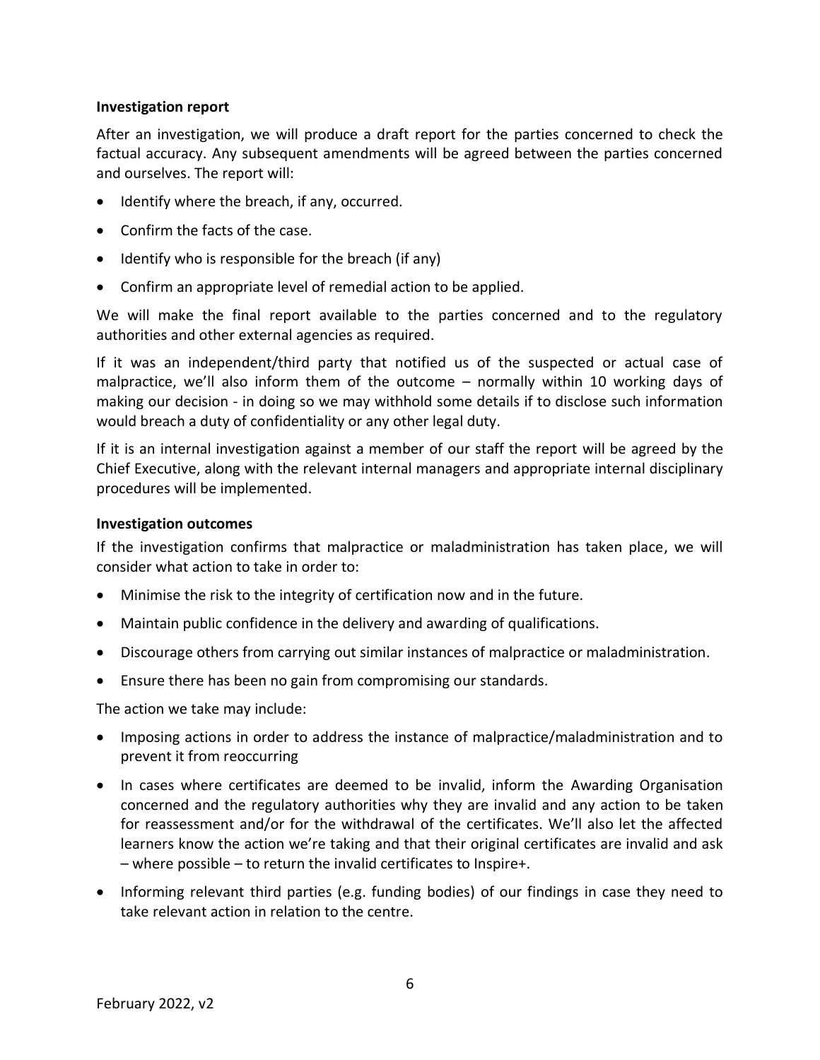**Investigation report**

After an investigation, we will produce a draft report for the parties concerned to check the factual accuracy. Any subsequent amendments will be agreed between the parties concerned and ourselves. The report will:

- Identify where the breach, if any, occurred.
- Confirm the facts of the case.
- Identify who is responsible for the breach (if any)
- Confirm an appropriate level of remedial action to be applied.

We will make the final report available to the parties concerned and to the regulatory authorities and other external agencies as required.

If it was an independent/third party that notified us of the suspected or actual case of malpractice, we'll also inform them of the outcome – normally within 10 working days of making our decision - in doing so we may withhold some details if to disclose such information would breach a duty of confidentiality or any other legal duty.

If it is an internal investigation against a member of our staff the report will be agreed by the Chief Executive, along with the relevant internal managers and appropriate internal disciplinary procedures will be implemented.

**Investigation outcomes**

If the investigation confirms that malpractice or maladministration has taken place, we will consider what action to take in order to:

- Minimise the risk to the integrity of certification now and in the future.
- Maintain public confidence in the delivery and awarding of qualifications.
- Discourage others from carrying out similar instances of malpractice or maladministration.
- Ensure there has been no gain from compromising our standards.

The action we take may include:

- Imposing actions in order to address the instance of malpractice/maladministration and to prevent it from reoccurring
- In cases where certificates are deemed to be invalid, inform the Awarding Organisation concerned and the regulatory authorities why they are invalid and any action to be taken for reassessment and/or for the withdrawal of the certificates. We'll also let the affected learners know the action we're taking and that their original certificates are invalid and ask – where possible – to return the invalid certificates to Inspire+.
- Informing relevant third parties (e.g. funding bodies) of our findings in case they need to take relevant action in relation to the centre.

February 2022, v2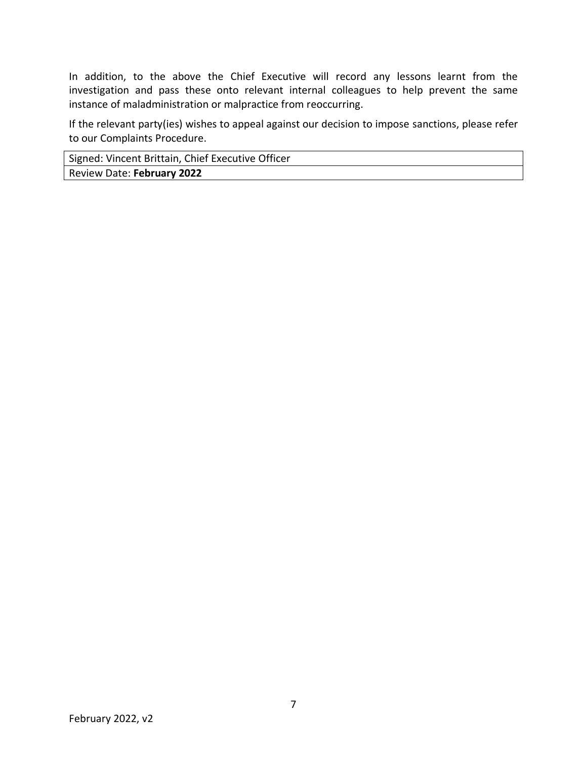In addition, to the above the Chief Executive will record any lessons learnt from the investigation and pass these onto relevant internal colleagues to help prevent the same instance of maladministration or malpractice from reoccurring.

If the relevant party(ies) wishes to appeal against our decision to impose sanctions, please refer to our Complaints Procedure.

| |
|---|
| Signed: Vincent Brittain, Chief Executive Officer |
| Review Date: **February 2022** |